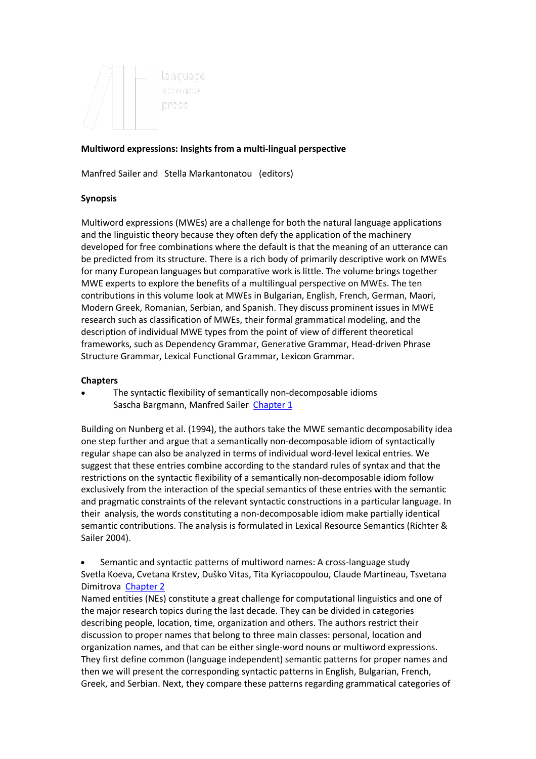language science press

**Multiword expressions: Insights from a multi-lingual perspective**

Manfred Sailer and Stella Markantonatou (editors)

**Synopsis**

Multiword expressions (MWEs) are a challenge for both the natural language applications and the linguistic theory because they often defy the application of the machinery developed for free combinations where the default is that the meaning of an utterance can be predicted from its structure. There is a rich body of primarily descriptive work on MWEs for many European languages but comparative work is little. The volume brings together MWE experts to explore the benefits of a multilingual perspective on MWEs. The ten contributions in this volume look at MWEs in Bulgarian, English, French, German, Maori, Modern Greek, Romanian, Serbian, and Spanish. They discuss prominent issues in MWE research such as classification of MWEs, their formal grammatical modeling, and the description of individual MWE types from the point of view of different theoretical frameworks, such as Dependency Grammar, Generative Grammar, Head-driven Phrase Structure Grammar, Lexical Functional Grammar, Lexicon Grammar.

**Chapters**

- The syntactic flexibility of semantically non-decomposable idioms
  Sascha Bargmann, Manfred Sailer Chapter 1

Building on Nunberg et al. (1994), the authors take the MWE semantic decomposability idea one step further and argue that a semantically non-decomposable idiom of syntactically regular shape can also be analyzed in terms of individual word-level lexical entries. We suggest that these entries combine according to the standard rules of syntax and that the restrictions on the syntactic flexibility of a semantically non-decomposable idiom follow exclusively from the interaction of the special semantics of these entries with the semantic and pragmatic constraints of the relevant syntactic constructions in a particular language. In their analysis, the words constituting a non-decomposable idiom make partially identical semantic contributions. The analysis is formulated in Lexical Resource Semantics (Richter & Sailer 2004).

- Semantic and syntactic patterns of multiword names: A cross-language study
  Svetla Koeva, Cvetana Krstev, Duško Vitas, Tita Kyriacopoulou, Claude Martineau, Tsvetana Dimitrova Chapter 2

Named entities (NEs) constitute a great challenge for computational linguistics and one of the major research topics during the last decade. They can be divided in categories describing people, location, time, organization and others. The authors restrict their discussion to proper names that belong to three main classes: personal, location and organization names, and that can be either single-word nouns or multiword expressions. They first define common (language independent) semantic patterns for proper names and then we will present the corresponding syntactic patterns in English, Bulgarian, French, Greek, and Serbian. Next, they compare these patterns regarding grammatical categories of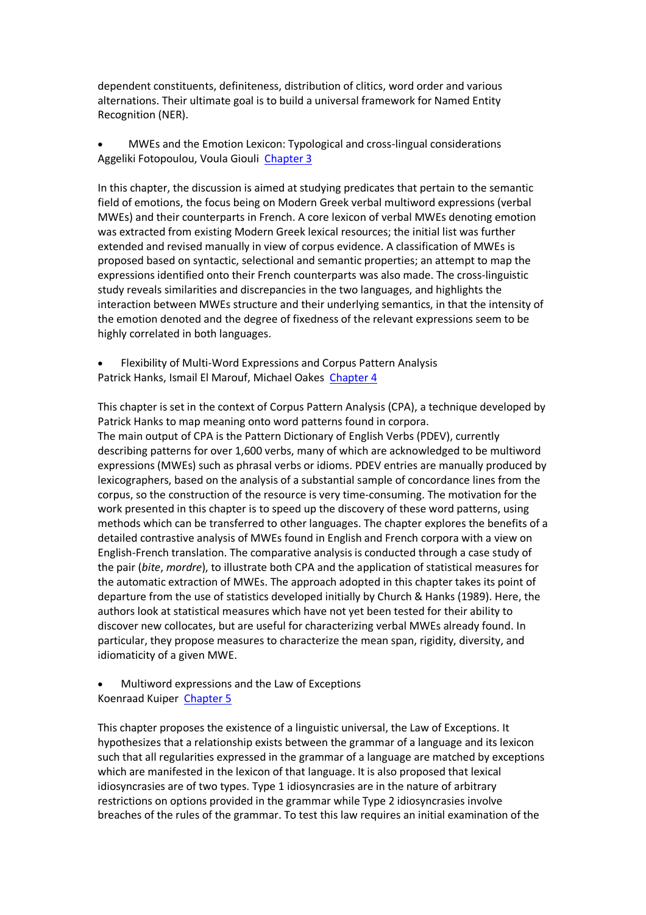dependent constituents, definiteness, distribution of clitics, word order and various alternations. Their ultimate goal is to build a universal framework for Named Entity Recognition (NER).

- MWEs and the Emotion Lexicon: Typological and cross-lingual considerations
Aggeliki Fotopoulou, Voula Giouli [Chapter 3]

In this chapter, the discussion is aimed at studying predicates that pertain to the semantic field of emotions, the focus being on Modern Greek verbal multiword expressions (verbal MWEs) and their counterparts in French. A core lexicon of verbal MWEs denoting emotion was extracted from existing Modern Greek lexical resources; the initial list was further extended and revised manually in view of corpus evidence. A classification of MWEs is proposed based on syntactic, selectional and semantic properties; an attempt to map the expressions identified onto their French counterparts was also made. The cross-linguistic study reveals similarities and discrepancies in the two languages, and highlights the interaction between MWEs structure and their underlying semantics, in that the intensity of the emotion denoted and the degree of fixedness of the relevant expressions seem to be highly correlated in both languages.

- Flexibility of Multi-Word Expressions and Corpus Pattern Analysis
Patrick Hanks, Ismail El Maarouf, Michael Oakes [Chapter 4]

This chapter is set in the context of Corpus Pattern Analysis (CPA), a technique developed by Patrick Hanks to map meaning onto word patterns found in corpora.
The main output of CPA is the Pattern Dictionary of English Verbs (PDEV), currently describing patterns for over 1,600 verbs, many of which are acknowledged to be multiword expressions (MWEs) such as phrasal verbs or idioms. PDEV entries are manually produced by lexicographers, based on the analysis of a substantial sample of concordance lines from the corpus, so the construction of the resource is very time-consuming. The motivation for the work presented in this chapter is to speed up the discovery of these word patterns, using methods which can be transferred to other languages. The chapter explores the benefits of a detailed contrastive analysis of MWEs found in English and French corpora with a view on English-French translation. The comparative analysis is conducted through a case study of the pair (*bite*, *mordre*), to illustrate both CPA and the application of statistical measures for the automatic extraction of MWEs. The approach adopted in this chapter takes its point of departure from the use of statistics developed initially by Church & Hanks (1989). Here, the authors look at statistical measures which have not yet been tested for their ability to discover new collocates, but are useful for characterizing verbal MWEs already found. In particular, they propose measures to characterize the mean span, rigidity, diversity, and idiomaticity of a given MWE.

- Multiword expressions and the Law of Exceptions
Koenraad Kuiper [Chapter 5]

This chapter proposes the existence of a linguistic universal, the Law of Exceptions. It hypothesizes that a relationship exists between the grammar of a language and its lexicon such that all regularities expressed in the grammar of a language are matched by exceptions which are manifested in the lexicon of that language. It is also proposed that lexical idiosyncrasies are of two types. Type 1 idiosyncrasies are in the nature of arbitrary restrictions on options provided in the grammar while Type 2 idiosyncrasies involve breaches of the rules of the grammar. To test this law requires an initial examination of the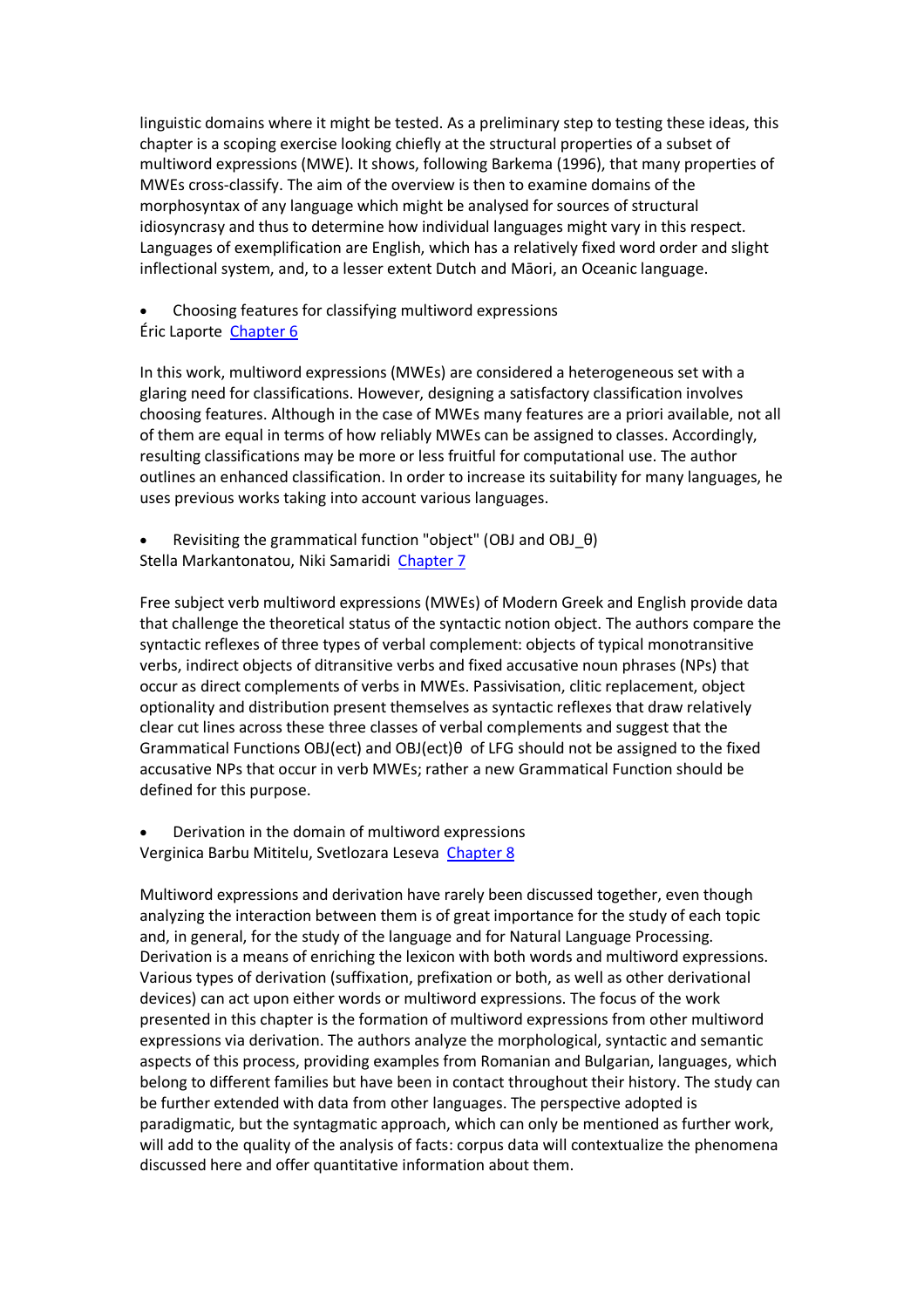linguistic domains where it might be tested. As a preliminary step to testing these ideas, this chapter is a scoping exercise looking chiefly at the structural properties of a subset of multiword expressions (MWE). It shows, following Barkema (1996), that many properties of MWEs cross-classify. The aim of the overview is then to examine domains of the morphosyntax of any language which might be analysed for sources of structural idiosyncrasy and thus to determine how individual languages might vary in this respect. Languages of exemplification are English, which has a relatively fixed word order and slight inflectional system, and, to a lesser extent Dutch and Māori, an Oceanic language.

- Choosing features for classifying multiword expressions

Éric Laporte [Chapter 6]

In this work, multiword expressions (MWEs) are considered a heterogeneous set with a glaring need for classifications. However, designing a satisfactory classification involves choosing features. Although in the case of MWEs many features are a priori available, not all of them are equal in terms of how reliably MWEs can be assigned to classes. Accordingly, resulting classifications may be more or less fruitful for computational use. The author outlines an enhanced classification. In order to increase its suitability for many languages, he uses previous works taking into account various languages.

- Revisiting the grammatical function "object" (OBJ and OBJ_θ)

Stella Markantonatou, Niki Samaridi [Chapter 7]

Free subject verb multiword expressions (MWEs) of Modern Greek and English provide data that challenge the theoretical status of the syntactic notion object. The authors compare the syntactic reflexes of three types of verbal complement: objects of typical monotransitive verbs, indirect objects of ditransitive verbs and fixed accusative noun phrases (NPs) that occur as direct complements of verbs in MWEs. Passivisation, clitic replacement, object optionality and distribution present themselves as syntactic reflexes that draw relatively clear cut lines across these three classes of verbal complements and suggest that the Grammatical Functions OBJ(ect) and OBJ(ect)θ of LFG should not be assigned to the fixed accusative NPs that occur in verb MWEs; rather a new Grammatical Function should be defined for this purpose.

- Derivation in the domain of multiword expressions

Verginica Barbu Mititelu, Svetlozara Leseva [Chapter 8]

Multiword expressions and derivation have rarely been discussed together, even though analyzing the interaction between them is of great importance for the study of each topic and, in general, for the study of the language and for Natural Language Processing. Derivation is a means of enriching the lexicon with both words and multiword expressions. Various types of derivation (suffixation, prefixation or both, as well as other derivational devices) can act upon either words or multiword expressions. The focus of the work presented in this chapter is the formation of multiword expressions from other multiword expressions via derivation. The authors analyze the morphological, syntactic and semantic aspects of this process, providing examples from Romanian and Bulgarian, languages, which belong to different families but have been in contact throughout their history. The study can be further extended with data from other languages. The perspective adopted is paradigmatic, but the syntagmatic approach, which can only be mentioned as further work, will add to the quality of the analysis of facts: corpus data will contextualize the phenomena discussed here and offer quantitative information about them.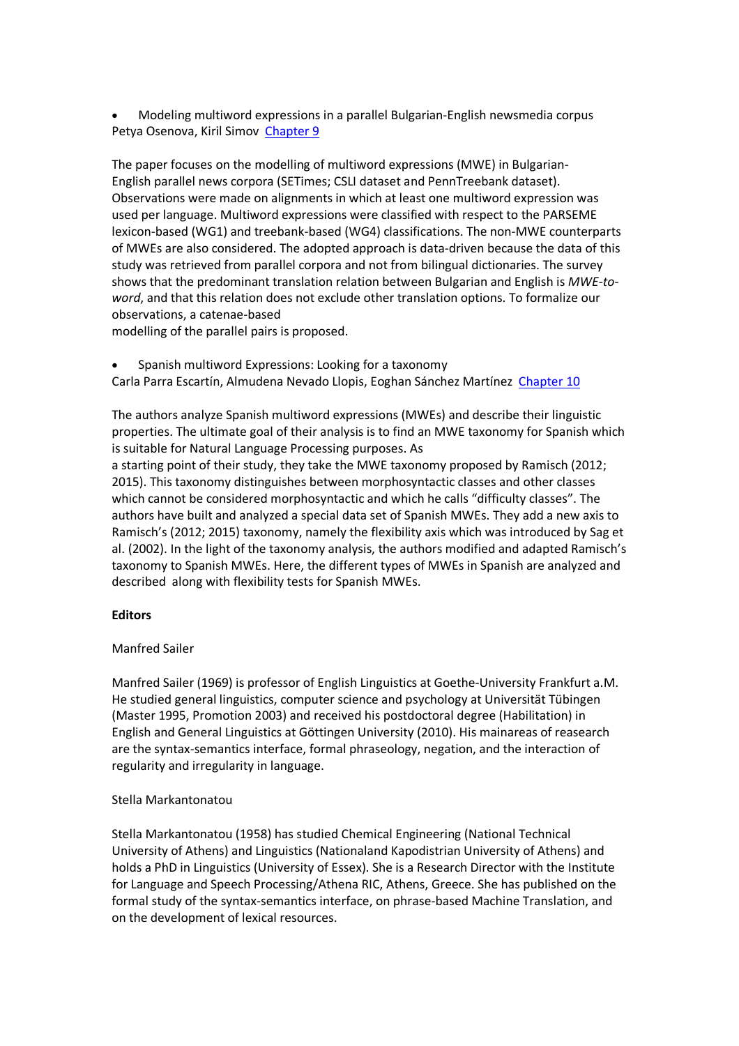- Modeling multiword expressions in a parallel Bulgarian-English newsmedia corpus

Petya Osenova, Kiril Simov [Chapter 9]

The paper focuses on the modelling of multiword expressions (MWE) in Bulgarian-English parallel news corpora (SETimes; CSLI dataset and PennTreebank dataset). Observations were made on alignments in which at least one multiword expression was used per language. Multiword expressions were classified with respect to the PARSEME lexicon-based (WG1) and treebank-based (WG4) classifications. The non-MWE counterparts of MWEs are also considered. The adopted approach is data-driven because the data of this study was retrieved from parallel corpora and not from bilingual dictionaries. The survey shows that the predominant translation relation between Bulgarian and English is *MWE-to-word*, and that this relation does not exclude other translation options. To formalize our observations, a catenae-based
modelling of the parallel pairs is proposed.

- Spanish multiword Expressions: Looking for a taxonomy

Carla Parra Escartín, Almudena Nevado Llopis, Eoghan Sánchez Martínez [Chapter 10]

The authors analyze Spanish multiword expressions (MWEs) and describe their linguistic properties. The ultimate goal of their analysis is to find an MWE taxonomy for Spanish which is suitable for Natural Language Processing purposes. As
a starting point of their study, they take the MWE taxonomy proposed by Ramisch (2012; 2015). This taxonomy distinguishes between morphosyntactic classes and other classes which cannot be considered morphosyntactic and which he calls "difficulty classes". The authors have built and analyzed a special data set of Spanish MWEs. They add a new axis to Ramisch's (2012; 2015) taxonomy, namely the flexibility axis which was introduced by Sag et al. (2002). In the light of the taxonomy analysis, the authors modified and adapted Ramisch's taxonomy to Spanish MWEs. Here, the different types of MWEs in Spanish are analyzed and described along with flexibility tests for Spanish MWEs.

**Editors**

Manfred Sailer

Manfred Sailer (1969) is professor of English Linguistics at Goethe-University Frankfurt a.M. He studied general linguistics, computer science and psychology at Universität Tübingen (Master 1995, Promotion 2003) and received his postdoctoral degree (Habilitation) in English and General Linguistics at Göttingen University (2010). His mainareas of reasearch are the syntax-semantics interface, formal phraseology, negation, and the interaction of regularity and irregularity in language.

Stella Markantonatou

Stella Markantonatou (1958) has studied Chemical Engineering (National Technical University of Athens) and Linguistics (Nationaland Kapodistrian University of Athens) and holds a PhD in Linguistics (University of Essex). She is a Research Director with the Institute for Language and Speech Processing/Athena RIC, Athens, Greece. She has published on the formal study of the syntax-semantics interface, on phrase-based Machine Translation, and on the development of lexical resources.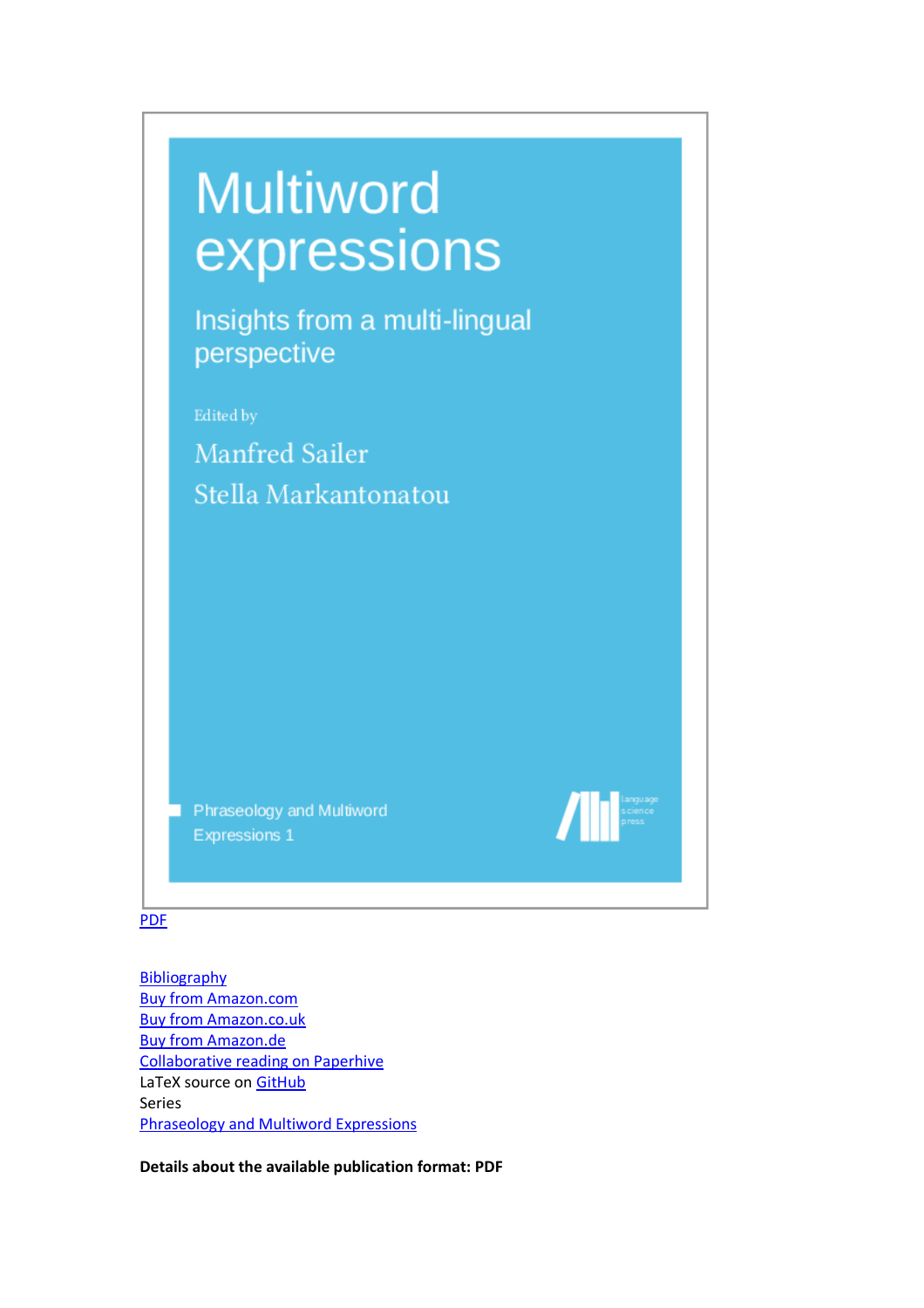# Multiword expressions

## Insights from a multi-lingual perspective

Edited by

Manfred Sailer

Stella Markantonatou

Phraseology and Multiword Expressions 1

language science press

PDF

Bibliography

Buy from Amazon.com

Buy from Amazon.co.uk

Buy from Amazon.de

Collaborative reading on Paperhive

LaTeX source on GitHub

Series

Phraseology and Multiword Expressions

**Details about the available publication format: PDF**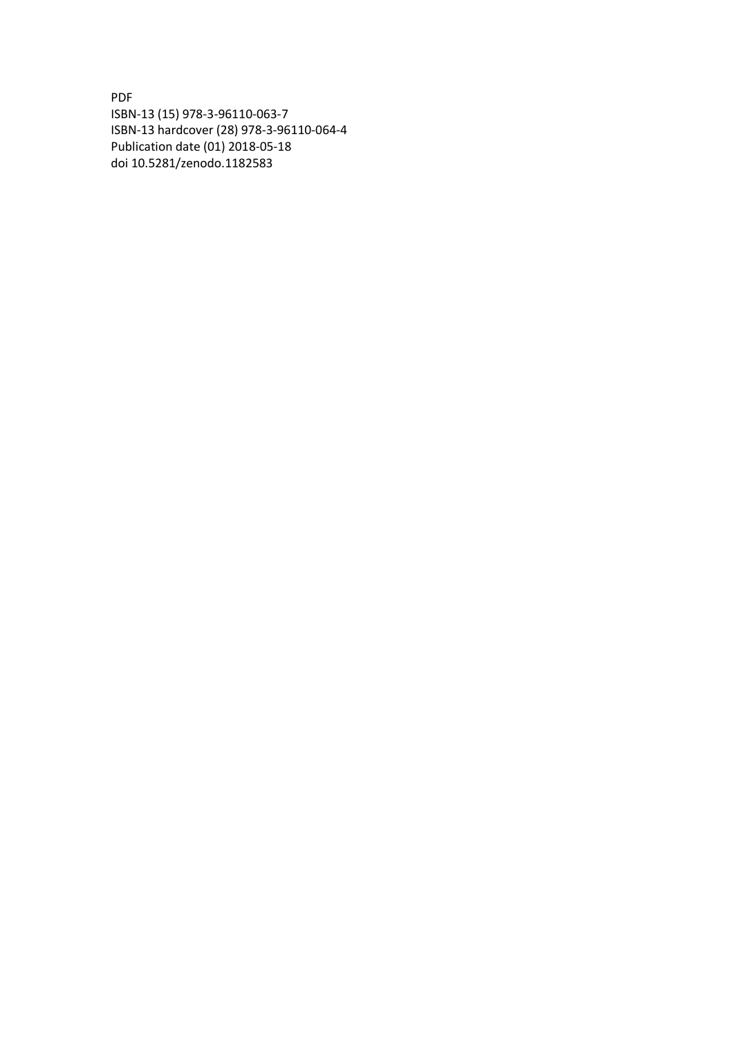PDF
ISBN-13 (15) 978-3-96110-063-7
ISBN-13 hardcover (28) 978-3-96110-064-4
Publication date (01) 2018-05-18
doi 10.5281/zenodo.1182583